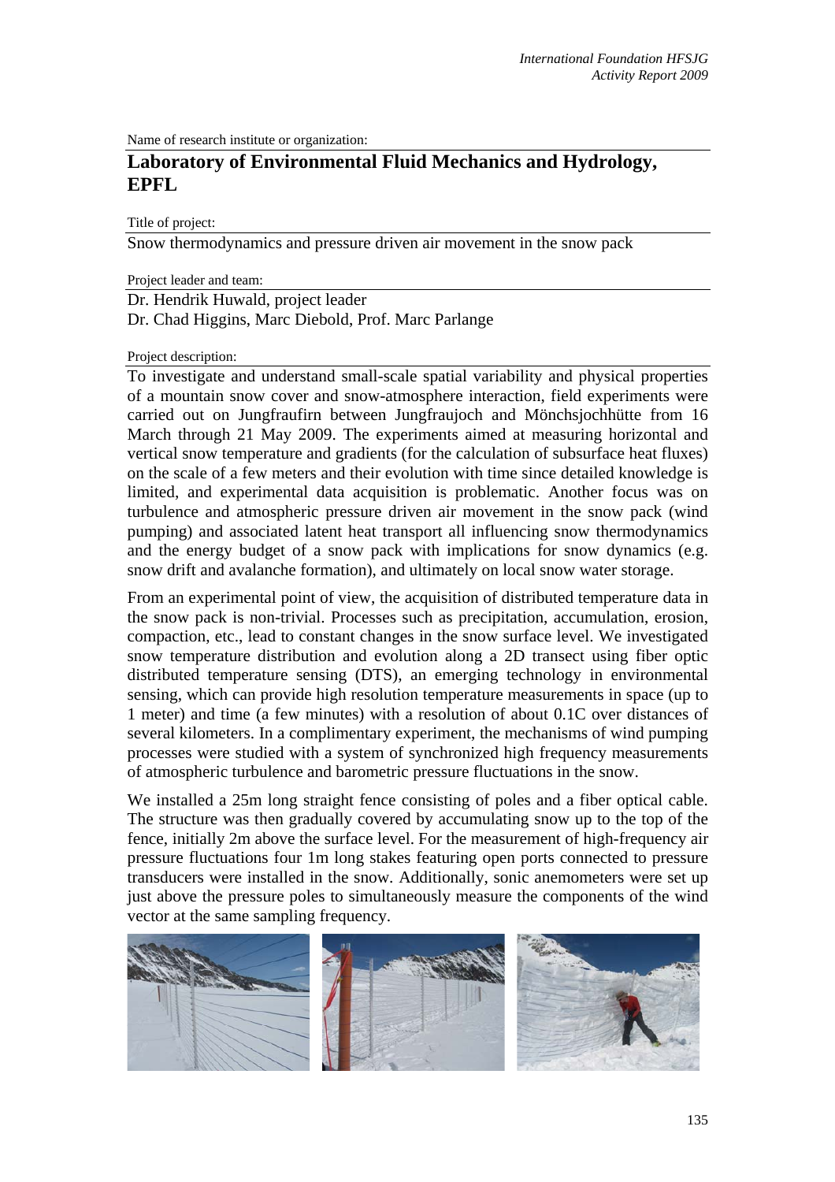Name of research institute or organization:

# Laboratory of Environmental Fluid Mechanics and Hydrology, EPFL

Title of project:

Snow thermodynamics and pressure driven air movement in the snow pack

Project leader and team:

Dr. Hendrik Huwald, project leader
Dr. Chad Higgins, Marc Diebold, Prof. Marc Parlange

Project description:

To investigate and understand small-scale spatial variability and physical properties of a mountain snow cover and snow-atmosphere interaction, field experiments were carried out on Jungfraufirn between Jungfraujoch and Mönchsjochhütte from 16 March through 21 May 2009. The experiments aimed at measuring horizontal and vertical snow temperature and gradients (for the calculation of subsurface heat fluxes) on the scale of a few meters and their evolution with time since detailed knowledge is limited, and experimental data acquisition is problematic. Another focus was on turbulence and atmospheric pressure driven air movement in the snow pack (wind pumping) and associated latent heat transport all influencing snow thermodynamics and the energy budget of a snow pack with implications for snow dynamics (e.g. snow drift and avalanche formation), and ultimately on local snow water storage.

From an experimental point of view, the acquisition of distributed temperature data in the snow pack is non-trivial. Processes such as precipitation, accumulation, erosion, compaction, etc., lead to constant changes in the snow surface level. We investigated snow temperature distribution and evolution along a 2D transect using fiber optic distributed temperature sensing (DTS), an emerging technology in environmental sensing, which can provide high resolution temperature measurements in space (up to 1 meter) and time (a few minutes) with a resolution of about 0.1C over distances of several kilometers. In a complimentary experiment, the mechanisms of wind pumping processes were studied with a system of synchronized high frequency measurements of atmospheric turbulence and barometric pressure fluctuations in the snow.

We installed a 25m long straight fence consisting of poles and a fiber optical cable. The structure was then gradually covered by accumulating snow up to the top of the fence, initially 2m above the surface level. For the measurement of high-frequency air pressure fluctuations four 1m long stakes featuring open ports connected to pressure transducers were installed in the snow. Additionally, sonic anemometers were set up just above the pressure poles to simultaneously measure the components of the wind vector at the same sampling frequency.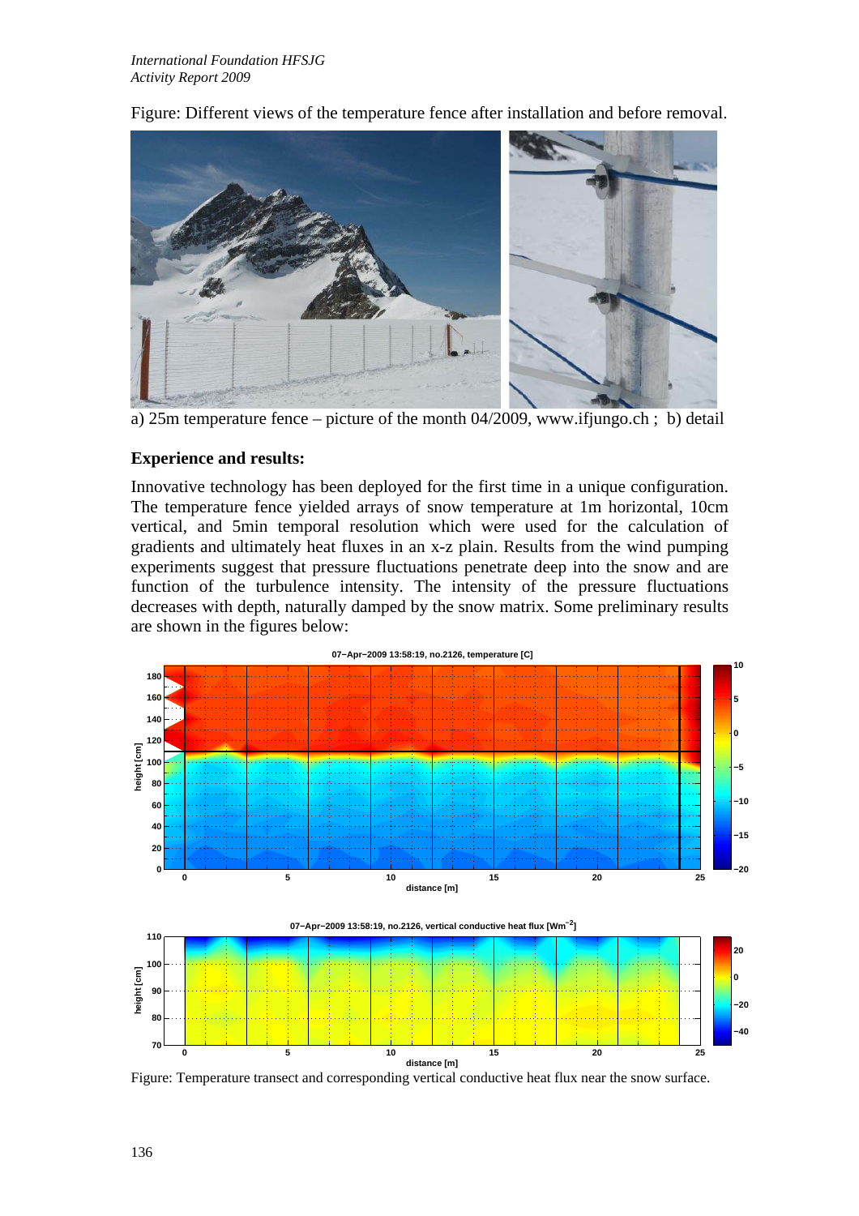Figure: Different views of the temperature fence after installation and before removal.

a) 25m temperature fence – picture of the month 04/2009, www.ifjungo.ch ; b) detail

**Experience and results:**

Innovative technology has been deployed for the first time in a unique configuration. The temperature fence yielded arrays of snow temperature at 1m horizontal, 10cm vertical, and 5min temporal resolution which were used for the calculation of gradients and ultimately heat fluxes in an x-z plain. Results from the wind pumping experiments suggest that pressure fluctuations penetrate deep into the snow and are function of the turbulence intensity. The intensity of the pressure fluctuations decreases with depth, naturally damped by the snow matrix. Some preliminary results are shown in the figures below:

Figure: Temperature transect and corresponding vertical conductive heat flux near the snow surface.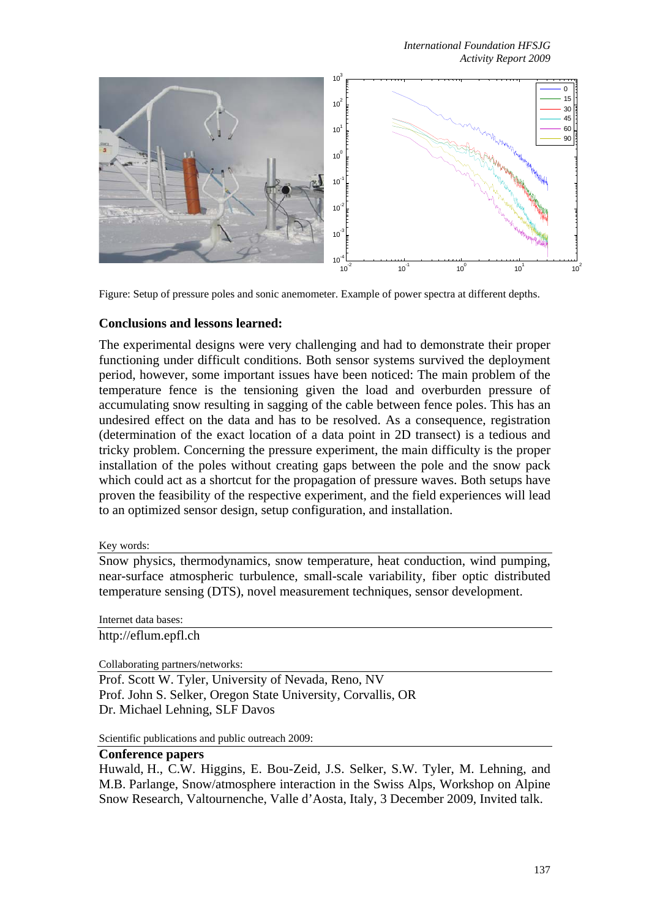Figure: Setup of pressure poles and sonic anemometer. Example of power spectra at different depths.

### Conclusions and lessons learned:

The experimental designs were very challenging and had to demonstrate their proper functioning under difficult conditions. Both sensor systems survived the deployment period, however, some important issues have been noticed: The main problem of the temperature fence is the tensioning given the load and overburden pressure of accumulating snow resulting in sagging of the cable between fence poles. This has an undesired effect on the data and has to be resolved. As a consequence, registration (determination of the exact location of a data point in 2D transect) is a tedious and tricky problem. Concerning the pressure experiment, the main difficulty is the proper installation of the poles without creating gaps between the pole and the snow pack which could act as a shortcut for the propagation of pressure waves. Both setups have proven the feasibility of the respective experiment, and the field experiences will lead to an optimized sensor design, setup configuration, and installation.

Key words:

Snow physics, thermodynamics, snow temperature, heat conduction, wind pumping, near-surface atmospheric turbulence, small-scale variability, fiber optic distributed temperature sensing (DTS), novel measurement techniques, sensor development.

Internet data bases:

http://eflum.epfl.ch

Collaborating partners/networks:

Prof. Scott W. Tyler, University of Nevada, Reno, NV
Prof. John S. Selker, Oregon State University, Corvallis, OR
Dr. Michael Lehning, SLF Davos

Scientific publications and public outreach 2009:

**Conference papers**

Huwald, H., C.W. Higgins, E. Bou-Zeid, J.S. Selker, S.W. Tyler, M. Lehning, and M.B. Parlange, Snow/atmosphere interaction in the Swiss Alps, Workshop on Alpine Snow Research, Valtournenche, Valle d'Aosta, Italy, 3 December 2009, Invited talk.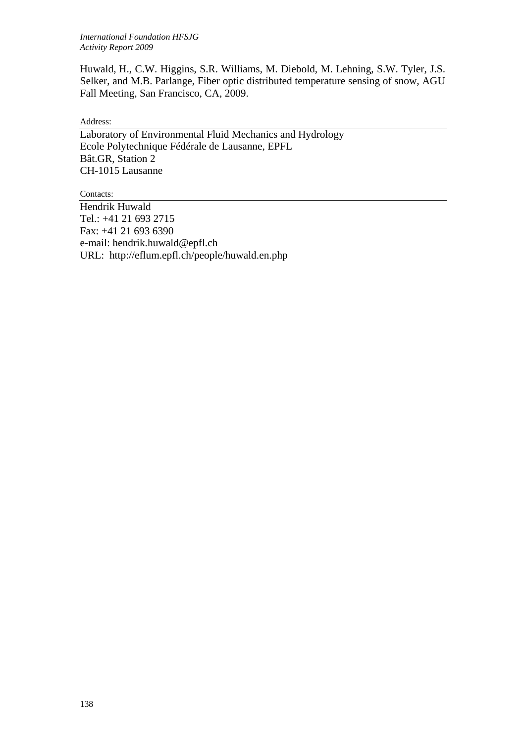Huwald, H., C.W. Higgins, S.R. Williams, M. Diebold, M. Lehning, S.W. Tyler, J.S. Selker, and M.B. Parlange, Fiber optic distributed temperature sensing of snow, AGU Fall Meeting, San Francisco, CA, 2009.

Address:

Laboratory of Environmental Fluid Mechanics and Hydrology
Ecole Polytechnique Fédérale de Lausanne, EPFL
Bât.GR, Station 2
CH-1015 Lausanne

Contacts:

Hendrik Huwald
Tel.: +41 21 693 2715
Fax: +41 21 693 6390
e-mail: hendrik.huwald@epfl.ch
URL: http://eflum.epfl.ch/people/huwald.en.php